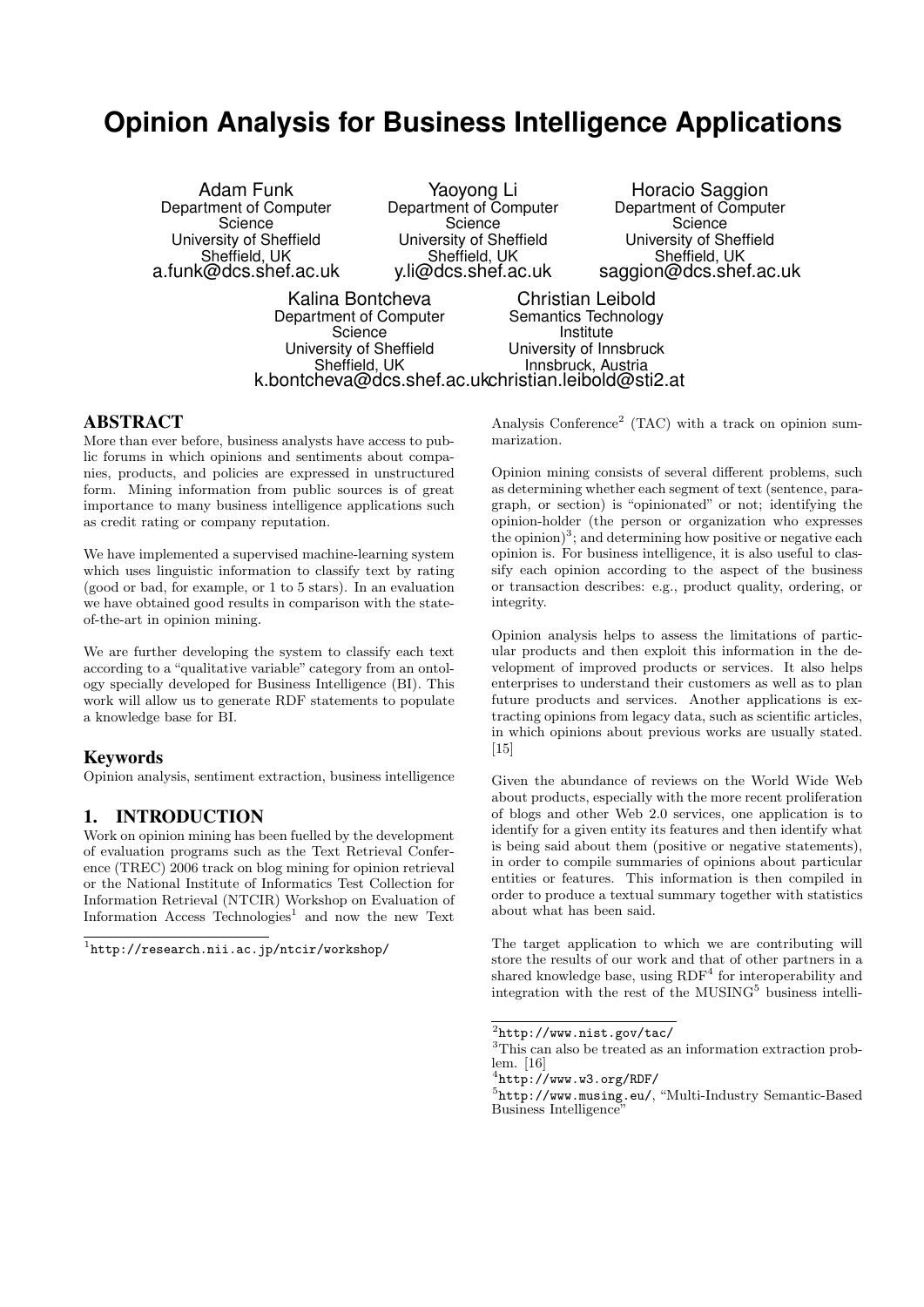# Opinion Analysis for Business Intelligence Applications

Adam Funk
Department of Computer Science
University of Sheffield
Sheffield, UK
a.funk@dcs.shef.ac.uk

Yaoyong Li
Department of Computer Science
University of Sheffield
Sheffield, UK
y.li@dcs.shef.ac.uk

Horacio Saggion
Department of Computer Science
University of Sheffield
Sheffield, UK
saggion@dcs.shef.ac.uk

Kalina Bontcheva
Department of Computer Science
University of Sheffield
Sheffield, UK
k.bontcheva@dcs.shef.ac.uk

Christian Leibold
Semantics Technology Institute
University of Innsbruck
Innsbruck, Austria
christian.leibold@sti2.at

## ABSTRACT

More than ever before, business analysts have access to public forums in which opinions and sentiments about companies, products, and policies are expressed in unstructured form. Mining information from public sources is of great importance to many business intelligence applications such as credit rating or company reputation.

We have implemented a supervised machine-learning system which uses linguistic information to classify text by rating (good or bad, for example, or 1 to 5 stars). In an evaluation we have obtained good results in comparison with the state-of-the-art in opinion mining.

We are further developing the system to classify each text according to a "qualitative variable" category from an ontology specially developed for Business Intelligence (BI). This work will allow us to generate RDF statements to populate a knowledge base for BI.

### Keywords

Opinion analysis, sentiment extraction, business intelligence

## 1. INTRODUCTION

Work on opinion mining has been fuelled by the development of evaluation programs such as the Text Retrieval Conference (TREC) 2006 track on blog mining for opinion retrieval or the National Institute of Informatics Test Collection for Information Retrieval (NTCIR) Workshop on Evaluation of Information Access Technologies[1] and now the new Text Analysis Conference[2] (TAC) with a track on opinion summarization.

Opinion mining consists of several different problems, such as determining whether each segment of text (sentence, paragraph, or section) is "opinionated" or not; identifying the opinion-holder (the person or organization who expresses the opinion)[3]; and determining how positive or negative each opinion is. For business intelligence, it is also useful to classify each opinion according to the aspect of the business or transaction describes: e.g., product quality, ordering, or integrity.

Opinion analysis helps to assess the limitations of particular products and then exploit this information in the development of improved products or services. It also helps enterprises to understand their customers as well as to plan future products and services. Another applications is extracting opinions from legacy data, such as scientific articles, in which opinions about previous works are usually stated. [15]

Given the abundance of reviews on the World Wide Web about products, especially with the more recent proliferation of blogs and other Web 2.0 services, one application is to identify for a given entity its features and then identify what is being said about them (positive or negative statements), in order to compile summaries of opinions about particular entities or features. This information is then compiled in order to produce a textual summary together with statistics about what has been said.

The target application to which we are contributing will store the results of our work and that of other partners in a shared knowledge base, using RDF[4] for interoperability and integration with the rest of the MUSING[5] business intelli-

---

[1] http://research.nii.ac.jp/ntcir/workshop/

[2] http://www.nist.gov/tac/

[3] This can also be treated as an information extraction problem. [16]

[4] http://www.w3.org/RDF/

[5] http://www.musing.eu/, "Multi-Industry Semantic-Based Business Intelligence"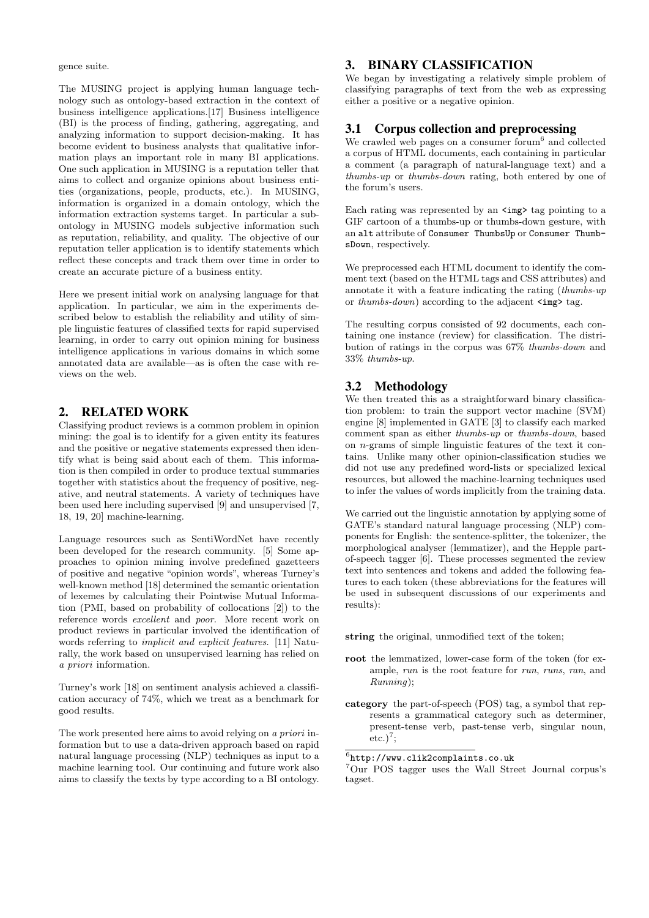gence suite.

The MUSING project is applying human language technology such as ontology-based extraction in the context of business intelligence applications.[17] Business intelligence (BI) is the process of finding, gathering, aggregating, and analyzing information to support decision-making. It has become evident to business analysts that qualitative information plays an important role in many BI applications. One such application in MUSING is a reputation teller that aims to collect and organize opinions about business entities (organizations, people, products, etc.). In MUSING, information is organized in a domain ontology, which the information extraction systems target. In particular a sub-ontology in MUSING models subjective information such as reputation, reliability, and quality. The objective of our reputation teller application is to identify statements which reflect these concepts and track them over time in order to create an accurate picture of a business entity.

Here we present initial work on analysing language for that application. In particular, we aim in the experiments described below to establish the reliability and utility of simple linguistic features of classified texts for rapid supervised learning, in order to carry out opinion mining for business intelligence applications in various domains in which some annotated data are available—as is often the case with reviews on the web.

## 2. RELATED WORK

Classifying product reviews is a common problem in opinion mining: the goal is to identify for a given entity its features and the positive or negative statements expressed then identify what is being said about each of them. This information is then compiled in order to produce textual summaries together with statistics about the frequency of positive, negative, and neutral statements. A variety of techniques have been used here including supervised [9] and unsupervised [7, 18, 19, 20] machine-learning.

Language resources such as SentiWordNet have recently been developed for the research community. [5] Some approaches to opinion mining involve predefined gazetteers of positive and negative "opinion words", whereas Turney's well-known method [18] determined the semantic orientation of lexemes by calculating their Pointwise Mutual Information (PMI, based on probability of collocations [2]) to the reference words *excellent* and *poor*. More recent work on product reviews in particular involved the identification of words referring to *implicit and explicit features*. [11] Naturally, the work based on unsupervised learning has relied on *a priori* information.

Turney's work [18] on sentiment analysis achieved a classification accuracy of 74%, which we treat as a benchmark for good results.

The work presented here aims to avoid relying on *a priori* information but to use a data-driven approach based on rapid natural language processing (NLP) techniques as input to a machine learning tool. Our continuing and future work also aims to classify the texts by type according to a BI ontology.

## 3. BINARY CLASSIFICATION

We began by investigating a relatively simple problem of classifying paragraphs of text from the web as expressing either a positive or a negative opinion.

### 3.1 Corpus collection and preprocessing

We crawled web pages on a consumer forum[6] and collected a corpus of HTML documents, each containing in particular a comment (a paragraph of natural-language text) and a *thumbs-up* or *thumbs-down* rating, both entered by one of the forum's users.

Each rating was represented by an `<img>` tag pointing to a GIF cartoon of a thumbs-up or thumbs-down gesture, with an `alt` attribute of `Consumer ThumbsUp` or `Consumer ThumbsDown`, respectively.

We preprocessed each HTML document to identify the comment text (based on the HTML tags and CSS attributes) and annotate it with a feature indicating the rating (*thumbs-up* or *thumbs-down*) according to the adjacent `<img>` tag.

The resulting corpus consisted of 92 documents, each containing one instance (review) for classification. The distribution of ratings in the corpus was 67% *thumbs-down* and 33% *thumbs-up*.

### 3.2 Methodology

We then treated this as a straightforward binary classification problem: to train the support vector machine (SVM) engine [8] implemented in GATE [3] to classify each marked comment span as either *thumbs-up* or *thumbs-down*, based on *n*-grams of simple linguistic features of the text it contains. Unlike many other opinion-classification studies we did not use any predefined word-lists or specialized lexical resources, but allowed the machine-learning techniques used to infer the values of words implicitly from the training data.

We carried out the linguistic annotation by applying some of GATE's standard natural language processing (NLP) components for English: the sentence-splitter, the tokenizer, the morphological analyser (lemmatizer), and the Hepple part-of-speech tagger [6]. These processes segmented the review text into sentences and tokens and added the following features to each token (these abbreviations for the features will be used in subsequent discussions of our experiments and results):

- **string** the original, unmodified text of the token;
- **root** the lemmatized, lower-case form of the token (for example, *run* is the root feature for *run*, *runs*, *ran*, and *Running*);
- **category** the part-of-speech (POS) tag, a symbol that represents a grammatical category such as determiner, present-tense verb, past-tense verb, singular noun, etc.)[7];

[6] `http://www.clik2complaints.co.uk`

[7] Our POS tagger uses the Wall Street Journal corpus's tagset.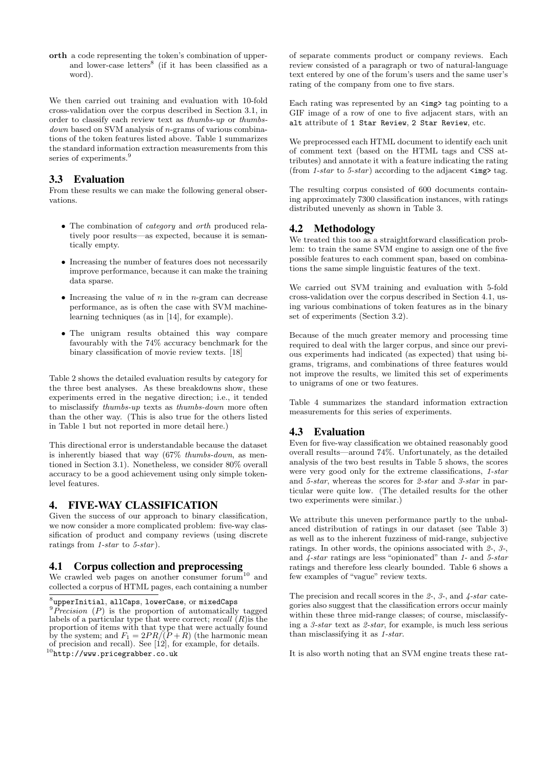**orth** a code representing the token's combination of upper- and lower-case letters[8] (if it has been classified as a word).

We then carried out training and evaluation with 10-fold cross-validation over the corpus described in Section 3.1, in order to classify each review text as *thumbs-up* or *thumbs-down* based on SVM analysis of $n$-grams of various combinations of the token features listed above. Table 1 summarizes the standard information extraction measurements from this series of experiments.[9]

## 3.3 Evaluation

From these results we can make the following general observations.

- The combination of *category* and *orth* produced relatively poor results—as expected, because it is semantically empty.
- Increasing the number of features does not necessarily improve performance, because it can make the training data sparse.
- Increasing the value of $n$ in the $n$-gram can decrease performance, as is often the case with SVM machine-learning techniques (as in [14], for example).
- The unigram results obtained this way compare favourably with the 74% accuracy benchmark for the binary classification of movie review texts. [18]

Table 2 shows the detailed evaluation results by category for the three best analyses. As these breakdowns show, these experiments erred in the negative direction; i.e., it tended to misclassify *thumbs-up* texts as *thumbs-down* more often than the other way. (This is also true for the others listed in Table 1 but not reported in more detail here.)

This directional error is understandable because the dataset is inherently biased that way (67% *thumbs-down*, as mentioned in Section 3.1). Nonetheless, we consider 80% overall accuracy to be a good achievement using only simple token-level features.

# 4. FIVE-WAY CLASSIFICATION

Given the success of our approach to binary classification, we now consider a more complicated problem: five-way classification of product and company reviews (using discrete ratings from *1-star* to *5-star*).

## 4.1 Corpus collection and preprocessing

We crawled web pages on another consumer forum[10] and collected a corpus of HTML pages, each containing a number of separate comments product or company reviews. Each review consisted of a paragraph or two of natural-language text entered by one of the forum's users and the same user's rating of the company from one to five stars.

Each rating was represented by an `<img>` tag pointing to a GIF image of a row of one to five adjacent stars, with an `alt` attribute of `1 Star Review`, `2 Star Review`, etc.

We preprocessed each HTML document to identify each unit of comment text (based on the HTML tags and CSS attributes) and annotate it with a feature indicating the rating (from *1-star* to *5-star*) according to the adjacent `<img>` tag.

The resulting corpus consisted of 600 documents containing approximately 7300 classification instances, with ratings distributed unevenly as shown in Table 3.

## 4.2 Methodology

We treated this too as a straightforward classification problem: to train the same SVM engine to assign one of the five possible features to each comment span, based on combinations the same simple linguistic features of the text.

We carried out SVM training and evaluation with 5-fold cross-validation over the corpus described in Section 4.1, using various combinations of token features as in the binary set of experiments (Section 3.2).

Because of the much greater memory and processing time required to deal with the larger corpus, and since our previous experiments had indicated (as expected) that using bigrams, trigrams, and combinations of three features would not improve the results, we limited this set of experiments to unigrams of one or two features.

Table 4 summarizes the standard information extraction measurements for this series of experiments.

## 4.3 Evaluation

Even for five-way classification we obtained reasonably good overall results—around 74%. Unfortunately, as the detailed analysis of the two best results in Table 5 shows, the scores were very good only for the extreme classifications, *1-star* and *5-star*, whereas the scores for *2-star* and *3-star* in particular were quite low. (The detailed results for the other two experiments were similar.)

We attribute this uneven performance partly to the unbalanced distribution of ratings in our dataset (see Table 3) as well as to the inherent fuzziness of mid-range, subjective ratings. In other words, the opinions associated with *2-*, *3-*, and *4-star* ratings are less "opinionated" than *1-* and *5-star* ratings and therefore less clearly bounded. Table 6 shows a few examples of "vague" review texts.

The precision and recall scores in the *2-*, *3-*, and *4-star* categories also suggest that the classification errors occur mainly within these three mid-range classes; of course, misclassifying a *3-star* text as *2-star*, for example, is much less serious than misclassifying it as *1-star*.

It is also worth noting that an SVM engine treats these rat-

---

[8] `upperInitial`, `allCaps`, `lowerCase`, or `mixedCaps`

[9] *Precision* ($P$) is the proportion of automatically tagged labels of a particular type that were correct; *recall* ($R$)is the proportion of items with that type that were actually found by the system; and $F_1 = 2PR/(P + R)$ (the harmonic mean of precision and recall). See [12], for example, for details.

[10] `http://www.pricegrabber.co.uk`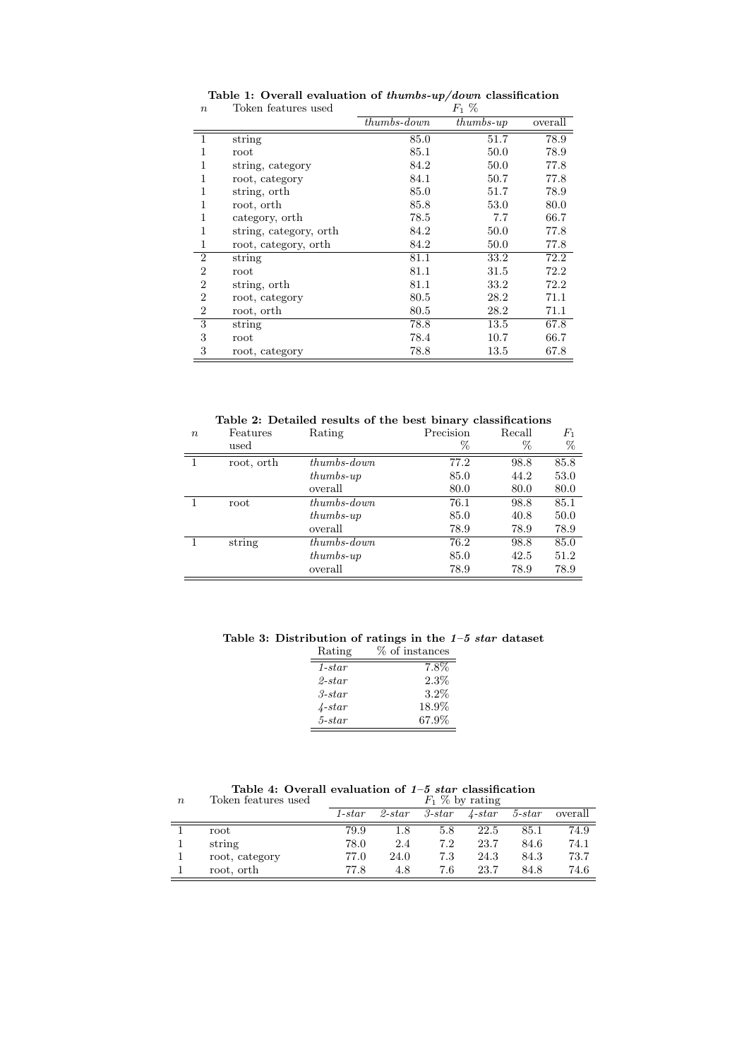**Table 1: Overall evaluation of *thumbs-up/down* classification**

| $n$ | Token features used | $F_1$ % | | |
|---|---|---|---|---|
| | | *thumbs-down* | *thumbs-up* | overall |
| 1 | string | 85.0 | 51.7 | 78.9 |
| 1 | root | 85.1 | 50.0 | 78.9 |
| 1 | string, category | 84.2 | 50.0 | 77.8 |
| 1 | root, category | 84.1 | 50.7 | 77.8 |
| 1 | string, orth | 85.0 | 51.7 | 78.9 |
| 1 | root, orth | 85.8 | 53.0 | 80.0 |
| 1 | category, orth | 78.5 | 7.7 | 66.7 |
| 1 | string, category, orth | 84.2 | 50.0 | 77.8 |
| 1 | root, category, orth | 84.2 | 50.0 | 77.8 |
| 2 | string | 81.1 | 33.2 | 72.2 |
| 2 | root | 81.1 | 31.5 | 72.2 |
| 2 | string, orth | 81.1 | 33.2 | 72.2 |
| 2 | root, category | 80.5 | 28.2 | 71.1 |
| 2 | root, orth | 80.5 | 28.2 | 71.1 |
| 3 | string | 78.8 | 13.5 | 67.8 |
| 3 | root | 78.4 | 10.7 | 66.7 |
| 3 | root, category | 78.8 | 13.5 | 67.8 |

**Table 2: Detailed results of the best binary classifications**

| $n$ | Features used | Rating | Precision % | Recall % | $F_1$ % |
|---|---|---|---|---|---|
| 1 | root, orth | *thumbs-down* | 77.2 | 98.8 | 85.8 |
| | | *thumbs-up* | 85.0 | 44.2 | 53.0 |
| | | overall | 80.0 | 80.0 | 80.0 |
| 1 | root | *thumbs-down* | 76.1 | 98.8 | 85.1 |
| | | *thumbs-up* | 85.0 | 40.8 | 50.0 |
| | | overall | 78.9 | 78.9 | 78.9 |
| 1 | string | *thumbs-down* | 76.2 | 98.8 | 85.0 |
| | | *thumbs-up* | 85.0 | 42.5 | 51.2 |
| | | overall | 78.9 | 78.9 | 78.9 |

**Table 3: Distribution of ratings in the *1–5 star* dataset**

| Rating | % of instances |
|---|---|
| *1-star* | 7.8% |
| *2-star* | 2.3% |
| *3-star* | 3.2% |
| *4-star* | 18.9% |
| *5-star* | 67.9% |

**Table 4: Overall evaluation of *1–5 star* classification**

| $n$ | Token features used | $F_1$ % by rating | | | | | |
|---|---|---|---|---|---|---|---|
| | | *1-star* | *2-star* | *3-star* | *4-star* | *5-star* | overall |
| 1 | root | 79.9 | 1.8 | 5.8 | 22.5 | 85.1 | 74.9 |
| 1 | string | 78.0 | 2.4 | 7.2 | 23.7 | 84.6 | 74.1 |
| 1 | root, category | 77.0 | 24.0 | 7.3 | 24.3 | 84.3 | 73.7 |
| 1 | root, orth | 77.8 | 4.8 | 7.6 | 23.7 | 84.8 | 74.6 |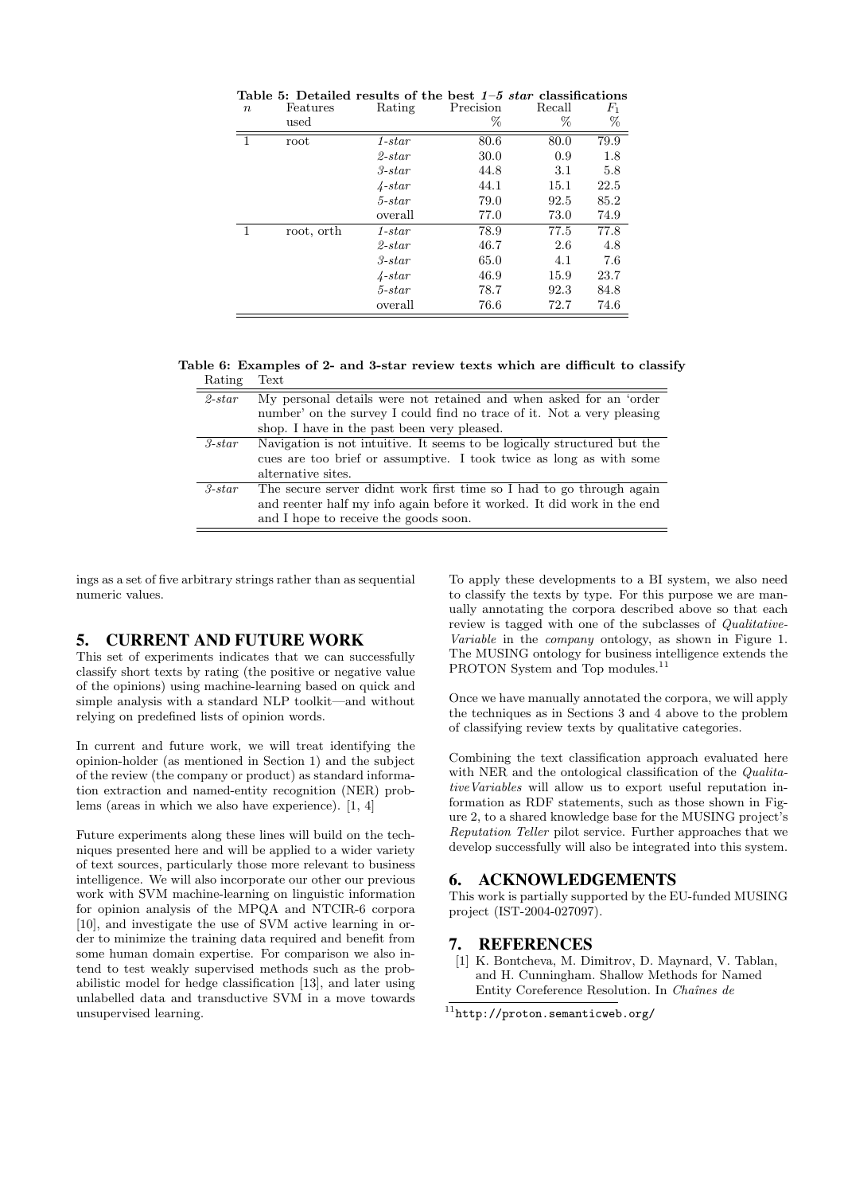**Table 5: Detailed results of the best *1–5 star* classifications**

| $n$ | Features used | Rating | Precision % | Recall % | $F_1$ % |
|---|---|---|---|---|---|
| 1 | root | *1-star* | 80.6 | 80.0 | 79.9 |
| | | *2-star* | 30.0 | 0.9 | 1.8 |
| | | *3-star* | 44.8 | 3.1 | 5.8 |
| | | *4-star* | 44.1 | 15.1 | 22.5 |
| | | *5-star* | 79.0 | 92.5 | 85.2 |
| | | overall | 77.0 | 73.0 | 74.9 |
| 1 | root, orth | *1-star* | 78.9 | 77.5 | 77.8 |
| | | *2-star* | 46.7 | 2.6 | 4.8 |
| | | *3-star* | 65.0 | 4.1 | 7.6 |
| | | *4-star* | 46.9 | 15.9 | 23.7 |
| | | *5-star* | 78.7 | 92.3 | 84.8 |
| | | overall | 76.6 | 72.7 | 74.6 |

**Table 6: Examples of 2- and 3-star review texts which are difficult to classify**

| Rating | Text |
|---|---|
| *2-star* | My personal details were not retained and when asked for an 'order number' on the survey I could find no trace of it. Not a very pleasing shop. I have in the past been very pleased. |
| *3-star* | Navigation is not intuitive. It seems to be logically structured but the cues are too brief or assumptive. I took twice as long as with some alternative sites. |
| *3-star* | The secure server didnt work first time so I had to go through again and reenter half my info again before it worked. It did work in the end and I hope to receive the goods soon. |

ings as a set of five arbitrary strings rather than as sequential numeric values.

## 5. CURRENT AND FUTURE WORK

This set of experiments indicates that we can successfully classify short texts by rating (the positive or negative value of the opinions) using machine-learning based on quick and simple analysis with a standard NLP toolkit—and without relying on predefined lists of opinion words.

In current and future work, we will treat identifying the opinion-holder (as mentioned in Section 1) and the subject of the review (the company or product) as standard information extraction and named-entity recognition (NER) problems (areas in which we also have experience). [1, 4]

Future experiments along these lines will build on the techniques presented here and will be applied to a wider variety of text sources, particularly those more relevant to business intelligence. We will also incorporate our other our previous work with SVM machine-learning on linguistic information for opinion analysis of the MPQA and NTCIR-6 corpora [10], and investigate the use of SVM active learning in order to minimize the training data required and benefit from some human domain expertise. For comparison we also intend to test weakly supervised methods such as the probabilistic model for hedge classification [13], and later using unlabelled data and transductive SVM in a move towards unsupervised learning.

To apply these developments to a BI system, we also need to classify the texts by type. For this purpose we are manually annotating the corpora described above so that each review is tagged with one of the subclasses of *Qualitative-Variable* in the *company* ontology, as shown in Figure 1. The MUSING ontology for business intelligence extends the PROTON System and Top modules.[11]

Once we have manually annotated the corpora, we will apply the techniques as in Sections 3 and 4 above to the problem of classifying review texts by qualitative categories.

Combining the text classification approach evaluated here with NER and the ontological classification of the *QualitativeVariables* will allow us to export useful reputation information as RDF statements, such as those shown in Figure 2, to a shared knowledge base for the MUSING project's *Reputation Teller* pilot service. Further approaches that we develop successfully will also be integrated into this system.

## 6. ACKNOWLEDGEMENTS

This work is partially supported by the EU-funded MUSING project (IST-2004-027097).

## 7. REFERENCES

[1] K. Bontcheva, M. Dimitrov, D. Maynard, V. Tablan, and H. Cunningham. Shallow Methods for Named Entity Coreference Resolution. In *Chaînes de*

[11] http://proton.semanticweb.org/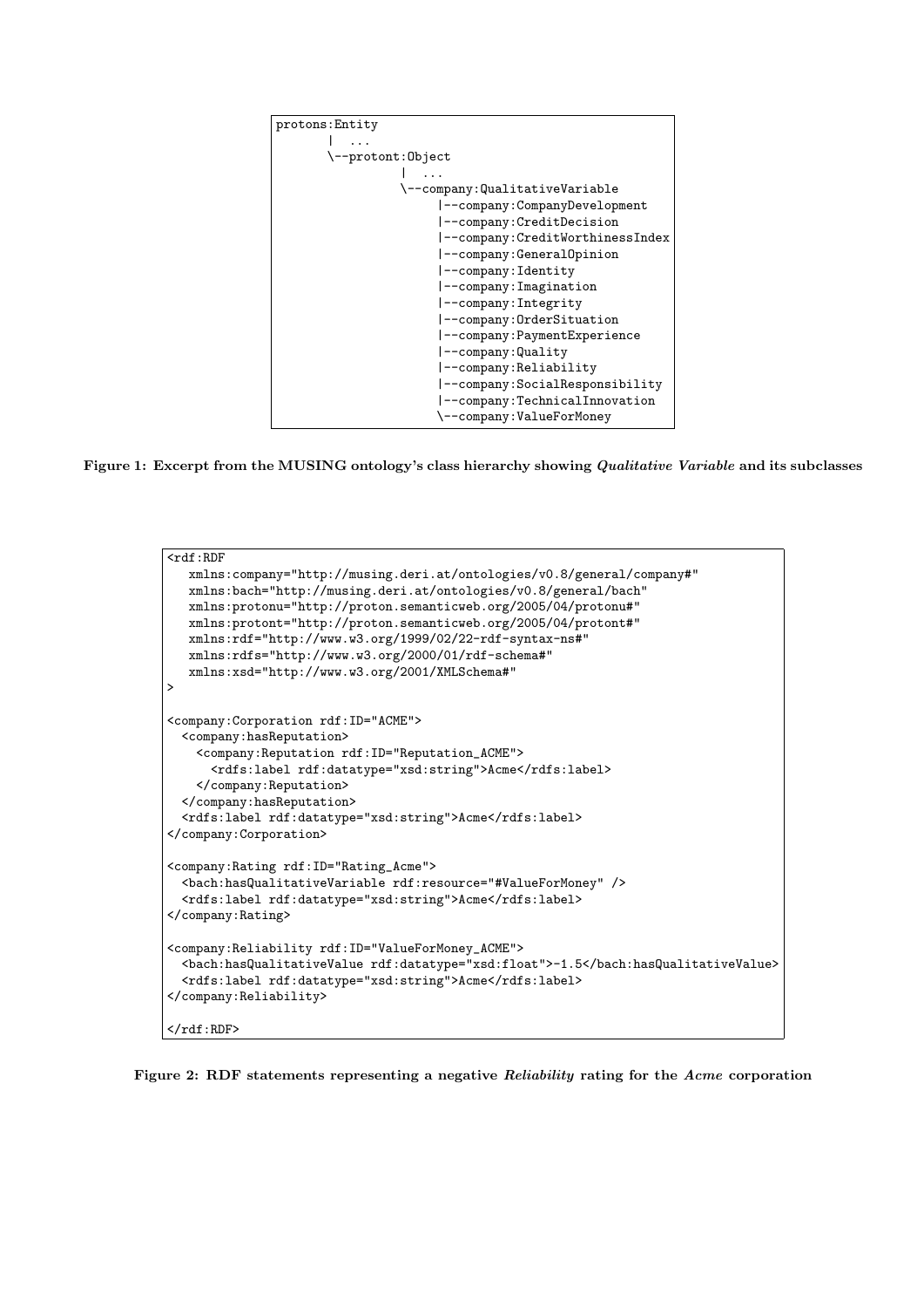```
protons:Entity
       |  ...
       \--protont:Object
                 |  ...
                 \--company:QualitativeVariable
                      |--company:CompanyDevelopment
                      |--company:CreditDecision
                      |--company:CreditWorthinessIndex
                      |--company:GeneralOpinion
                      |--company:Identity
                      |--company:Imagination
                      |--company:Integrity
                      |--company:OrderSituation
                      |--company:PaymentExperience
                      |--company:Quality
                      |--company:Reliability
                      |--company:SocialResponsibility
                      |--company:TechnicalInnovation
                      \--company:ValueForMoney
```

**Figure 1: Excerpt from the MUSING ontology's class hierarchy showing *Qualitative Variable* and its subclasses**

```
<rdf:RDF
   xmlns:company="http://musing.deri.at/ontologies/v0.8/general/company#"
   xmlns:bach="http://musing.deri.at/ontologies/v0.8/general/bach"
   xmlns:protonu="http://proton.semanticweb.org/2005/04/protonu#"
   xmlns:protont="http://proton.semanticweb.org/2005/04/protont#"
   xmlns:rdf="http://www.w3.org/1999/02/22-rdf-syntax-ns#"
   xmlns:rdfs="http://www.w3.org/2000/01/rdf-schema#"
   xmlns:xsd="http://www.w3.org/2001/XMLSchema#"
>

<company:Corporation rdf:ID="ACME">
  <company:hasReputation>
    <company:Reputation rdf:ID="Reputation_ACME">
      <rdfs:label rdf:datatype="xsd:string">Acme</rdfs:label>
    </company:Reputation>
  </company:hasReputation>
  <rdfs:label rdf:datatype="xsd:string">Acme</rdfs:label>
</company:Corporation>

<company:Rating rdf:ID="Rating_Acme">
  <bach:hasQualitativeVariable rdf:resource="#ValueForMoney" />
  <rdfs:label rdf:datatype="xsd:string">Acme</rdfs:label>
</company:Rating>

<company:Reliability rdf:ID="ValueForMoney_ACME">
  <bach:hasQualitativeValue rdf:datatype="xsd:float">-1.5</bach:hasQualitativeValue>
  <rdfs:label rdf:datatype="xsd:string">Acme</rdfs:label>
</company:Reliability>

</rdf:RDF>
```

**Figure 2: RDF statements representing a negative *Reliability* rating for the *Acme* corporation**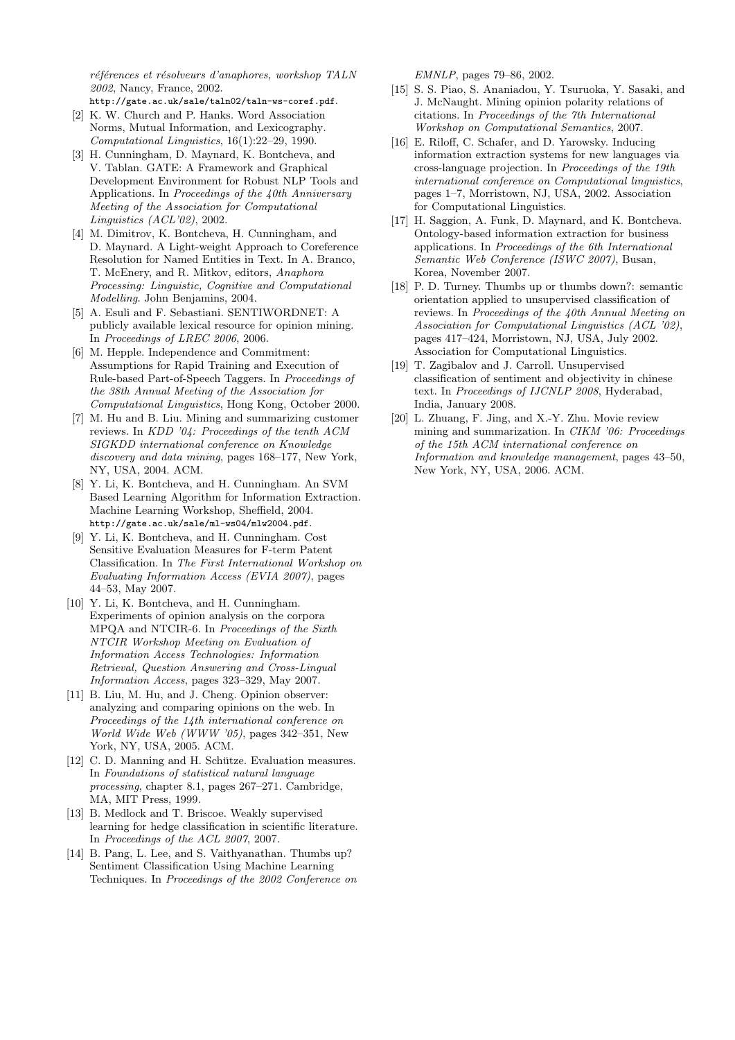*références et résolveurs d'anaphores, workshop TALN 2002*, Nancy, France, 2002. http://gate.ac.uk/sale/taln02/taln-ws-coref.pdf.

[2] K. W. Church and P. Hanks. Word Association Norms, Mutual Information, and Lexicography. *Computational Linguistics*, 16(1):22–29, 1990.

[3] H. Cunningham, D. Maynard, K. Bontcheva, and V. Tablan. GATE: A Framework and Graphical Development Environment for Robust NLP Tools and Applications. In *Proceedings of the 40th Anniversary Meeting of the Association for Computational Linguistics (ACL'02)*, 2002.

[4] M. Dimitrov, K. Bontcheva, H. Cunningham, and D. Maynard. A Light-weight Approach to Coreference Resolution for Named Entities in Text. In A. Branco, T. McEnery, and R. Mitkov, editors, *Anaphora Processing: Linguistic, Cognitive and Computational Modelling*. John Benjamins, 2004.

[5] A. Esuli and F. Sebastiani. SENTIWORDNET: A publicly available lexical resource for opinion mining. In *Proceedings of LREC 2006*, 2006.

[6] M. Hepple. Independence and Commitment: Assumptions for Rapid Training and Execution of Rule-based Part-of-Speech Taggers. In *Proceedings of the 38th Annual Meeting of the Association for Computational Linguistics*, Hong Kong, October 2000.

[7] M. Hu and B. Liu. Mining and summarizing customer reviews. In *KDD '04: Proceedings of the tenth ACM SIGKDD international conference on Knowledge discovery and data mining*, pages 168–177, New York, NY, USA, 2004. ACM.

[8] Y. Li, K. Bontcheva, and H. Cunningham. An SVM Based Learning Algorithm for Information Extraction. Machine Learning Workshop, Sheffield, 2004. http://gate.ac.uk/sale/ml-ws04/mlw2004.pdf.

[9] Y. Li, K. Bontcheva, and H. Cunningham. Cost Sensitive Evaluation Measures for F-term Patent Classification. In *The First International Workshop on Evaluating Information Access (EVIA 2007)*, pages 44–53, May 2007.

[10] Y. Li, K. Bontcheva, and H. Cunningham. Experiments of opinion analysis on the corpora MPQA and NTCIR-6. In *Proceedings of the Sixth NTCIR Workshop Meeting on Evaluation of Information Access Technologies: Information Retrieval, Question Answering and Cross-Lingual Information Access*, pages 323–329, May 2007.

[11] B. Liu, M. Hu, and J. Cheng. Opinion observer: analyzing and comparing opinions on the web. In *Proceedings of the 14th international conference on World Wide Web (WWW '05)*, pages 342–351, New York, NY, USA, 2005. ACM.

[12] C. D. Manning and H. Schütze. Evaluation measures. In *Foundations of statistical natural language processing*, chapter 8.1, pages 267–271. Cambridge, MA, MIT Press, 1999.

[13] B. Medlock and T. Briscoe. Weakly supervised learning for hedge classification in scientific literature. In *Proceedings of the ACL 2007*, 2007.

[14] B. Pang, L. Lee, and S. Vaithyanathan. Thumbs up? Sentiment Classification Using Machine Learning Techniques. In *Proceedings of the 2002 Conference on EMNLP*, pages 79–86, 2002.

[15] S. S. Piao, S. Ananiadou, Y. Tsuruoka, Y. Sasaki, and J. McNaught. Mining opinion polarity relations of citations. In *Proceedings of the 7th International Workshop on Computational Semantics*, 2007.

[16] E. Riloff, C. Schafer, and D. Yarowsky. Inducing information extraction systems for new languages via cross-language projection. In *Proceedings of the 19th international conference on Computational linguistics*, pages 1–7, Morristown, NJ, USA, 2002. Association for Computational Linguistics.

[17] H. Saggion, A. Funk, D. Maynard, and K. Bontcheva. Ontology-based information extraction for business applications. In *Proceedings of the 6th International Semantic Web Conference (ISWC 2007)*, Busan, Korea, November 2007.

[18] P. D. Turney. Thumbs up or thumbs down?: semantic orientation applied to unsupervised classification of reviews. In *Proceedings of the 40th Annual Meeting on Association for Computational Linguistics (ACL '02)*, pages 417–424, Morristown, NJ, USA, July 2002. Association for Computational Linguistics.

[19] T. Zagibalov and J. Carroll. Unsupervised classification of sentiment and objectivity in chinese text. In *Proceedings of IJCNLP 2008*, Hyderabad, India, January 2008.

[20] L. Zhuang, F. Jing, and X.-Y. Zhu. Movie review mining and summarization. In *CIKM '06: Proceedings of the 15th ACM international conference on Information and knowledge management*, pages 43–50, New York, NY, USA, 2006. ACM.